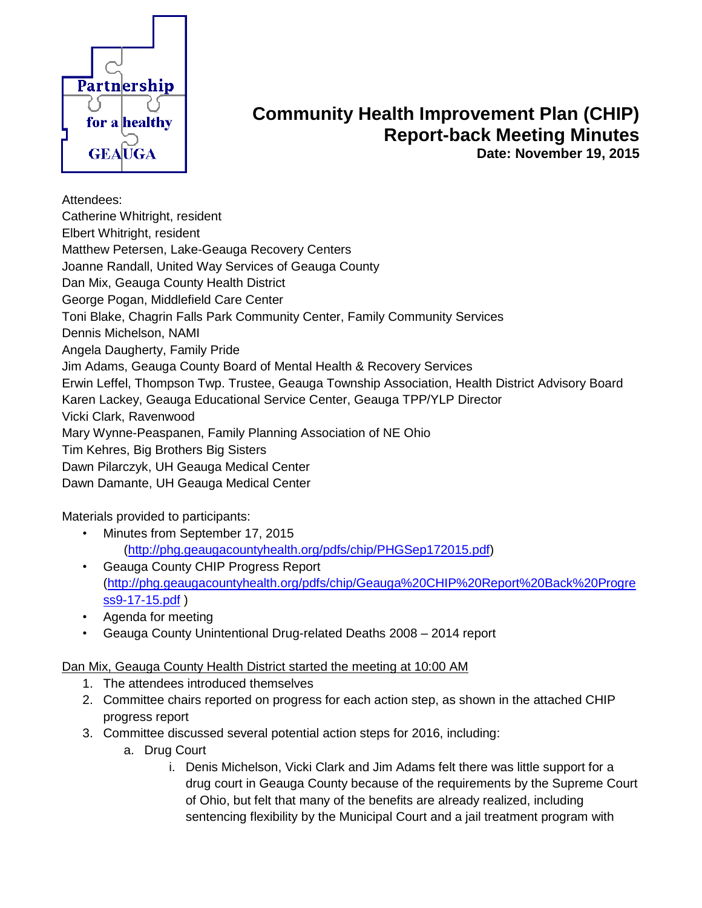# Community Health Improvement Plan (CHIP) Report-back Meeting Minutes

**Date: November 19, 2015**

Attendees:
Catherine Whitright, resident
Elbert Whitright, resident
Matthew Petersen, Lake-Geauga Recovery Centers
Joanne Randall, United Way Services of Geauga County
Dan Mix, Geauga County Health District
George Pogan, Middlefield Care Center
Toni Blake, Chagrin Falls Park Community Center, Family Community Services
Dennis Michelson, NAMI
Angela Daugherty, Family Pride
Jim Adams, Geauga County Board of Mental Health & Recovery Services
Erwin Leffel, Thompson Twp. Trustee, Geauga Township Association, Health District Advisory Board
Karen Lackey, Geauga Educational Service Center, Geauga TPP/YLP Director
Vicki Clark, Ravenwood
Mary Wynne-Peaspanen, Family Planning Association of NE Ohio
Tim Kehres, Big Brothers Big Sisters
Dawn Pilarczyk, UH Geauga Medical Center
Dawn Damante, UH Geauga Medical Center

Materials provided to participants:

- Minutes from September 17, 2015 (http://phg.geaugacountyhealth.org/pdfs/chip/PHGSep172015.pdf)
- Geauga County CHIP Progress Report (http://phg.geaugacountyhealth.org/pdfs/chip/Geauga%20CHIP%20Report%20Back%20Progress9-17-15.pdf )
- Agenda for meeting
- Geauga County Unintentional Drug-related Deaths 2008 – 2014 report

Dan Mix, Geauga County Health District started the meeting at 10:00 AM

1. The attendees introduced themselves
2. Committee chairs reported on progress for each action step, as shown in the attached CHIP progress report
3. Committee discussed several potential action steps for 2016, including:
   a. Drug Court
      i. Denis Michelson, Vicki Clark and Jim Adams felt there was little support for a drug court in Geauga County because of the requirements by the Supreme Court of Ohio, but felt that many of the benefits are already realized, including sentencing flexibility by the Municipal Court and a jail treatment program with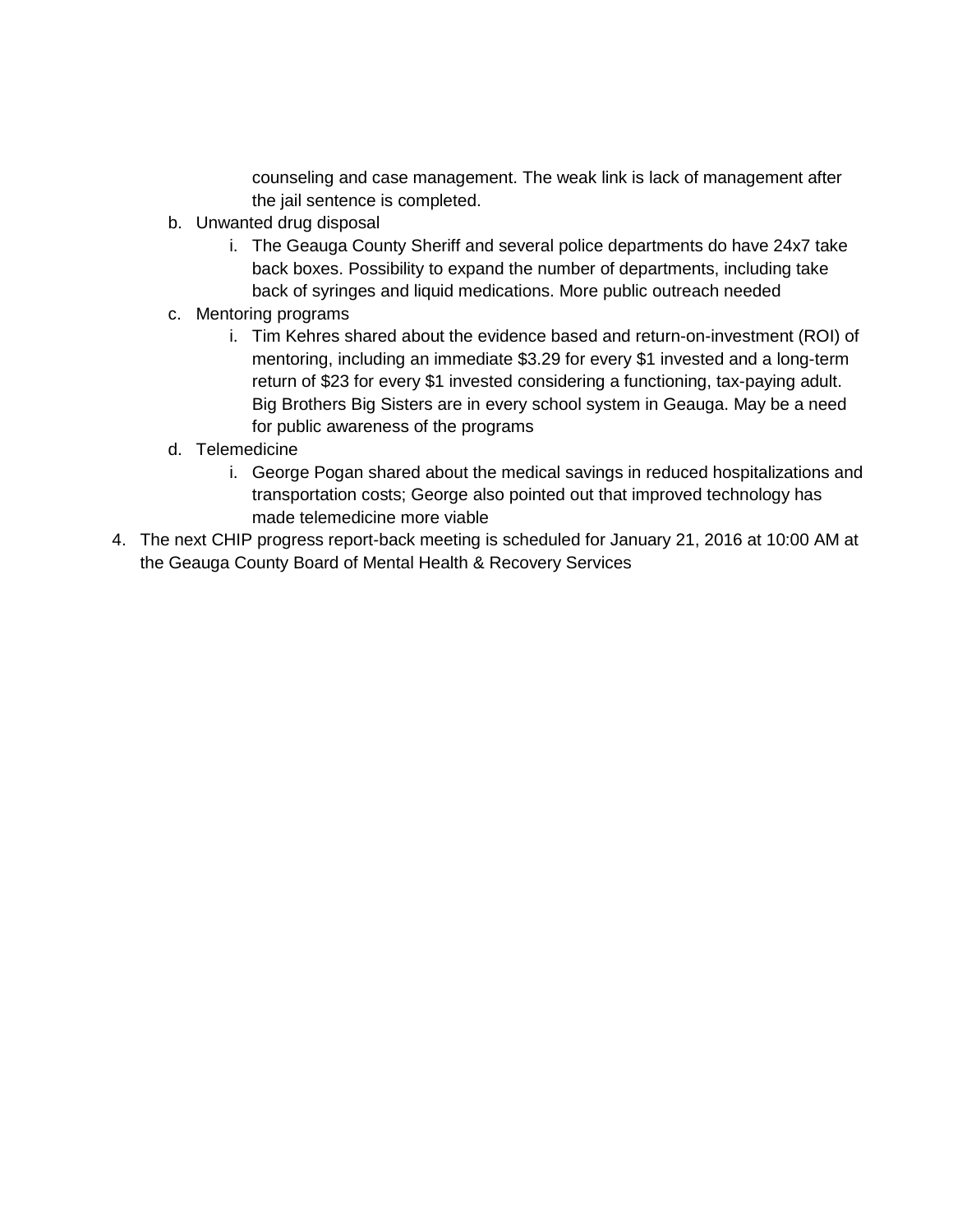counseling and case management. The weak link is lack of management after the jail sentence is completed.

   b. Unwanted drug disposal
      i. The Geauga County Sheriff and several police departments do have 24x7 take back boxes. Possibility to expand the number of departments, including take back of syringes and liquid medications. More public outreach needed
   c. Mentoring programs
      i. Tim Kehres shared about the evidence based and return-on-investment (ROI) of mentoring, including an immediate $3.29 for every $1 invested and a long-term return of $23 for every $1 invested considering a functioning, tax-paying adult. Big Brothers Big Sisters are in every school system in Geauga. May be a need for public awareness of the programs
   d. Telemedicine
      i. George Pogan shared about the medical savings in reduced hospitalizations and transportation costs; George also pointed out that improved technology has made telemedicine more viable

4. The next CHIP progress report-back meeting is scheduled for January 21, 2016 at 10:00 AM at the Geauga County Board of Mental Health & Recovery Services